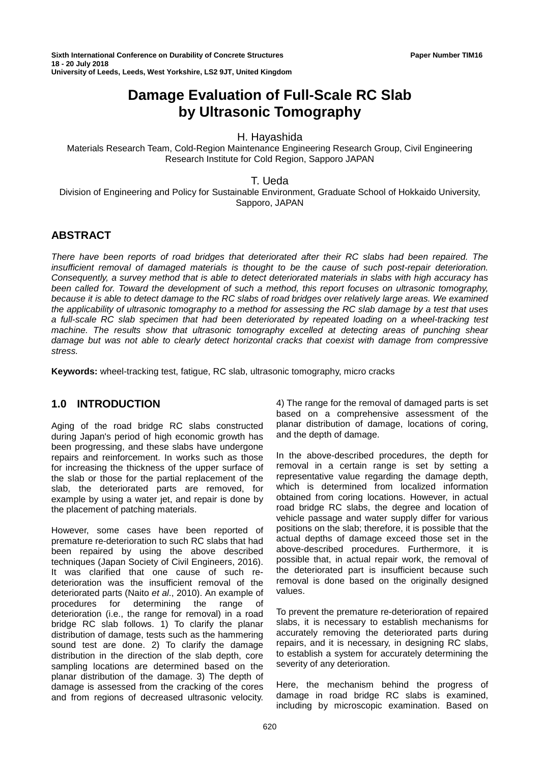Sixth International Conference on Durability of Concrete Structures
18 - 20 July 2018
University of Leeds, Leeds, West Yorkshire, LS2 9JT, United Kingdom

Paper Number TIM16

# Damage Evaluation of Full-Scale RC Slab by Ultrasonic Tomography

H. Hayashida
Materials Research Team, Cold-Region Maintenance Engineering Research Group, Civil Engineering Research Institute for Cold Region, Sapporo JAPAN

T. Ueda
Division of Engineering and Policy for Sustainable Environment, Graduate School of Hokkaido University, Sapporo, JAPAN

## ABSTRACT

*There have been reports of road bridges that deteriorated after their RC slabs had been repaired. The insufficient removal of damaged materials is thought to be the cause of such post-repair deterioration. Consequently, a survey method that is able to detect deteriorated materials in slabs with high accuracy has been called for. Toward the development of such a method, this report focuses on ultrasonic tomography, because it is able to detect damage to the RC slabs of road bridges over relatively large areas. We examined the applicability of ultrasonic tomography to a method for assessing the RC slab damage by a test that uses a full-scale RC slab specimen that had been deteriorated by repeated loading on a wheel-tracking test machine. The results show that ultrasonic tomography excelled at detecting areas of punching shear damage but was not able to clearly detect horizontal cracks that coexist with damage from compressive stress.*

**Keywords:** wheel-tracking test, fatigue, RC slab, ultrasonic tomography, micro cracks

## 1.0 INTRODUCTION

Aging of the road bridge RC slabs constructed during Japan's period of high economic growth has been progressing, and these slabs have undergone repairs and reinforcement. In works such as those for increasing the thickness of the upper surface of the slab or those for the partial replacement of the slab, the deteriorated parts are removed, for example by using a water jet, and repair is done by the placement of patching materials.

However, some cases have been reported of premature re-deterioration to such RC slabs that had been repaired by using the above described techniques (Japan Society of Civil Engineers, 2016). It was clarified that one cause of such re-deterioration was the insufficient removal of the deteriorated parts (Naito *et al*., 2010). An example of procedures for determining the range of deterioration (i.e., the range for removal) in a road bridge RC slab follows. 1) To clarify the planar distribution of damage, tests such as the hammering sound test are done. 2) To clarify the damage distribution in the direction of the slab depth, core sampling locations are determined based on the planar distribution of the damage. 3) The depth of damage is assessed from the cracking of the cores and from regions of decreased ultrasonic velocity. 4) The range for the removal of damaged parts is set based on a comprehensive assessment of the planar distribution of damage, locations of coring, and the depth of damage.

In the above-described procedures, the depth for removal in a certain range is set by setting a representative value regarding the damage depth, which is determined from localized information obtained from coring locations. However, in actual road bridge RC slabs, the degree and location of vehicle passage and water supply differ for various positions on the slab; therefore, it is possible that the actual depths of damage exceed those set in the above-described procedures. Furthermore, it is possible that, in actual repair work, the removal of the deteriorated part is insufficient because such removal is done based on the originally designed values.

To prevent the premature re-deterioration of repaired slabs, it is necessary to establish mechanisms for accurately removing the deteriorated parts during repairs, and it is necessary, in designing RC slabs, to establish a system for accurately determining the severity of any deterioration.

Here, the mechanism behind the progress of damage in road bridge RC slabs is examined, including by microscopic examination. Based on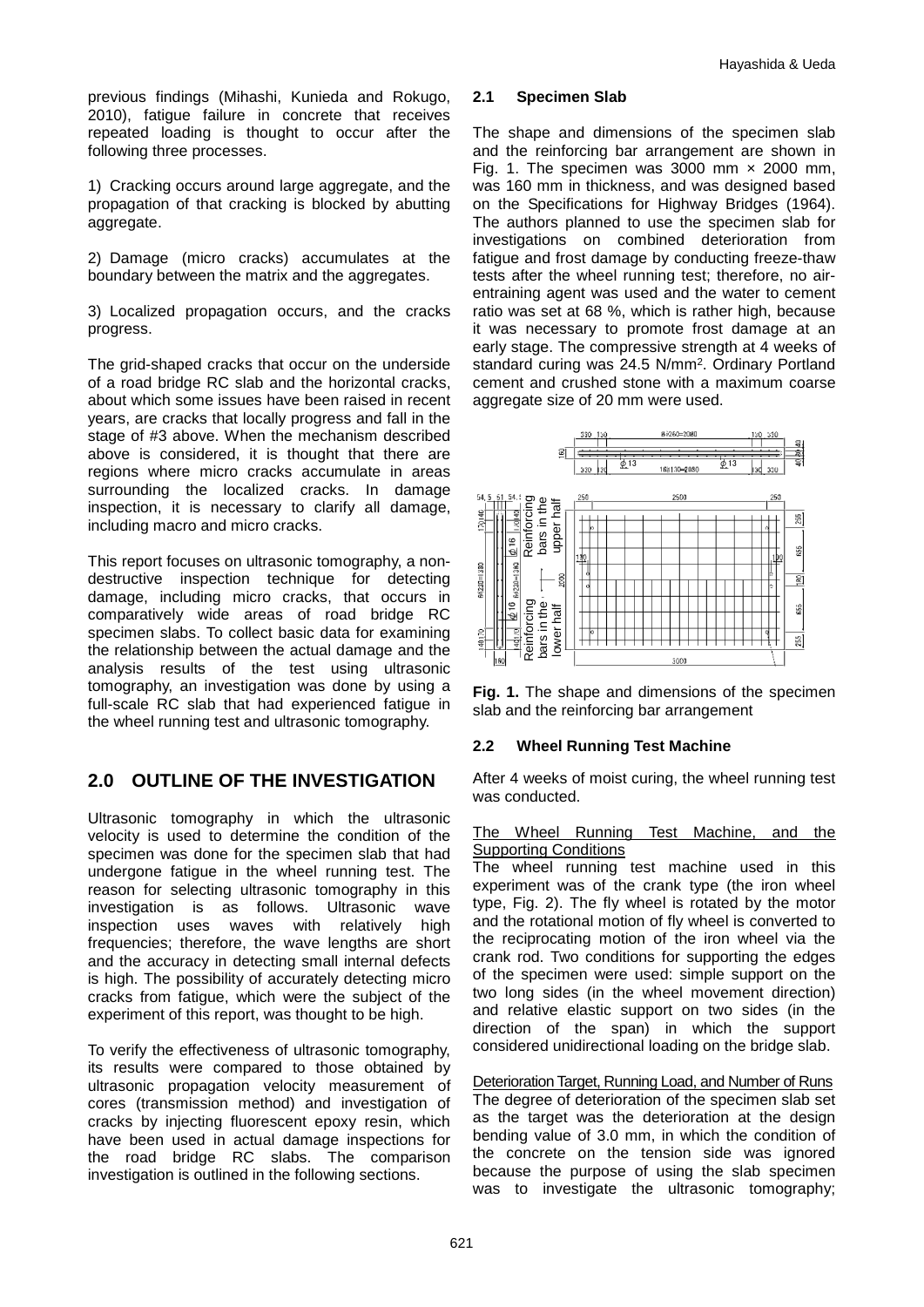previous findings (Mihashi, Kunieda and Rokugo, 2010), fatigue failure in concrete that receives repeated loading is thought to occur after the following three processes.

1) Cracking occurs around large aggregate, and the propagation of that cracking is blocked by abutting aggregate.

2) Damage (micro cracks) accumulates at the boundary between the matrix and the aggregates.

3) Localized propagation occurs, and the cracks progress.

The grid-shaped cracks that occur on the underside of a road bridge RC slab and the horizontal cracks, about which some issues have been raised in recent years, are cracks that locally progress and fall in the stage of #3 above. When the mechanism described above is considered, it is thought that there are regions where micro cracks accumulate in areas surrounding the localized cracks. In damage inspection, it is necessary to clarify all damage, including macro and micro cracks.

This report focuses on ultrasonic tomography, a non-destructive inspection technique for detecting damage, including micro cracks, that occurs in comparatively wide areas of road bridge RC specimen slabs. To collect basic data for examining the relationship between the actual damage and the analysis results of the test using ultrasonic tomography, an investigation was done by using a full-scale RC slab that had experienced fatigue in the wheel running test and ultrasonic tomography.

## 2.0 OUTLINE OF THE INVESTIGATION

Ultrasonic tomography in which the ultrasonic velocity is used to determine the condition of the specimen was done for the specimen slab that had undergone fatigue in the wheel running test. The reason for selecting ultrasonic tomography in this investigation is as follows. Ultrasonic wave inspection uses waves with relatively high frequencies; therefore, the wave lengths are short and the accuracy in detecting small internal defects is high. The possibility of accurately detecting micro cracks from fatigue, which were the subject of the experiment of this report, was thought to be high.

To verify the effectiveness of ultrasonic tomography, its results were compared to those obtained by ultrasonic propagation velocity measurement of cores (transmission method) and investigation of cracks by injecting fluorescent epoxy resin, which have been used in actual damage inspections for the road bridge RC slabs. The comparison investigation is outlined in the following sections.

### 2.1 Specimen Slab

The shape and dimensions of the specimen slab and the reinforcing bar arrangement are shown in Fig. 1. The specimen was 3000 mm × 2000 mm, was 160 mm in thickness, and was designed based on the Specifications for Highway Bridges (1964). The authors planned to use the specimen slab for investigations on combined deterioration from fatigue and frost damage by conducting freeze-thaw tests after the wheel running test; therefore, no air-entraining agent was used and the water to cement ratio was set at 68 %, which is rather high, because it was necessary to promote frost damage at an early stage. The compressive strength at 4 weeks of standard curing was 24.5 N/mm$^2$. Ordinary Portland cement and crushed stone with a maximum coarse aggregate size of 20 mm were used.

**Fig. 1.** The shape and dimensions of the specimen slab and the reinforcing bar arrangement

### 2.2 Wheel Running Test Machine

After 4 weeks of moist curing, the wheel running test was conducted.

<u>The Wheel Running Test Machine, and the Supporting Conditions</u>

The wheel running test machine used in this experiment was of the crank type (the iron wheel type, Fig. 2). The fly wheel is rotated by the motor and the rotational motion of fly wheel is converted to the reciprocating motion of the iron wheel via the crank rod. Two conditions for supporting the edges of the specimen were used: simple support on the two long sides (in the wheel movement direction) and relative elastic support on two sides (in the direction of the span) in which the support considered unidirectional loading on the bridge slab.

<u>Deterioration Target, Running Load, and Number of Runs</u>

The degree of deterioration of the specimen slab set as the target was the deterioration at the design bending value of 3.0 mm, in which the condition of the concrete on the tension side was ignored because the purpose of using the slab specimen was to investigate the ultrasonic tomography;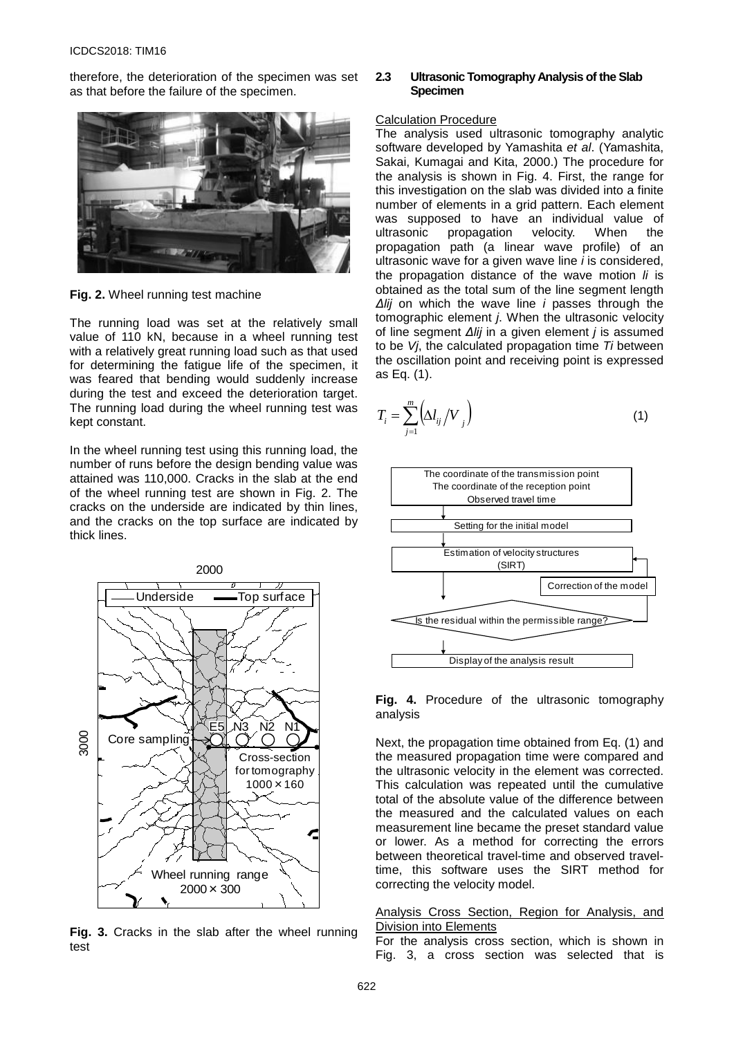therefore, the deterioration of the specimen was set as that before the failure of the specimen.

**Fig. 2.** Wheel running test machine

The running load was set at the relatively small value of 110 kN, because in a wheel running test with a relatively great running load such as that used for determining the fatigue life of the specimen, it was feared that bending would suddenly increase during the test and exceed the deterioration target. The running load during the wheel running test was kept constant.

In the wheel running test using this running load, the number of runs before the design bending value was attained was 110,000. Cracks in the slab at the end of the wheel running test are shown in Fig. 2. The cracks on the underside are indicated by thin lines, and the cracks on the top surface are indicated by thick lines.

**Fig. 3.** Cracks in the slab after the wheel running test

### 2.3 Ultrasonic Tomography Analysis of the Slab Specimen

Calculation Procedure

The analysis used ultrasonic tomography analytic software developed by Yamashita *et al*. (Yamashita, Sakai, Kumagai and Kita, 2000.) The procedure for the analysis is shown in Fig. 4. First, the range for this investigation on the slab was divided into a finite number of elements in a grid pattern. Each element was supposed to have an individual value of ultrasonic propagation velocity. When the propagation path (a linear wave profile) of an ultrasonic wave for a given wave line *i* is considered, the propagation distance of the wave motion $l_i$ is obtained as the total sum of the line segment length $\Delta l_{ij}$ on which the wave line *i* passes through the tomographic element *j*. When the ultrasonic velocity of line segment $\Delta l_{ij}$ in a given element *j* is assumed to be $V_j$, the calculated propagation time $T_i$ between the oscillation point and receiving point is expressed as Eq. (1).

$$T_i = \sum_{j=1}^{m} \left( \Delta l_{ij} / V_j \right) \tag{1}$$

**Fig. 4.** Procedure of the ultrasonic tomography analysis

Next, the propagation time obtained from Eq. (1) and the measured propagation time were compared and the ultrasonic velocity in the element was corrected. This calculation was repeated until the cumulative total of the absolute value of the difference between the measured and the calculated values on each measurement line became the preset standard value or lower. As a method for correcting the errors between theoretical travel-time and observed travel-time, this software uses the SIRT method for correcting the velocity model.

Analysis Cross Section, Region for Analysis, and Division into Elements

For the analysis cross section, which is shown in Fig. 3, a cross section was selected that is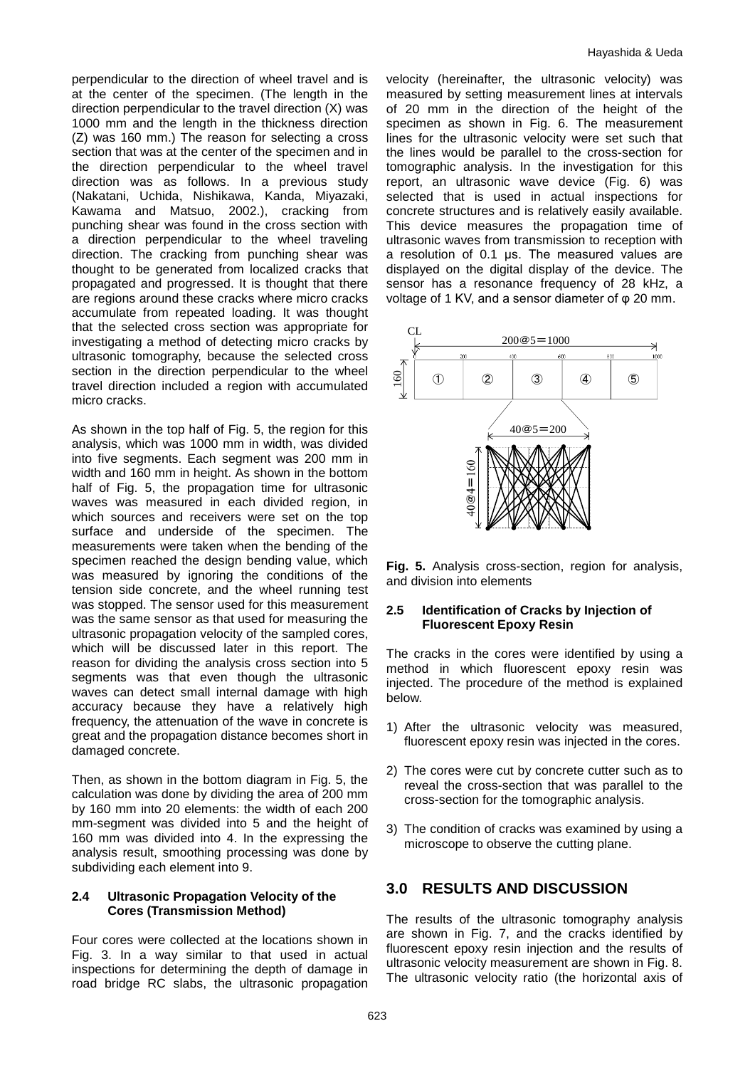perpendicular to the direction of wheel travel and is at the center of the specimen. (The length in the direction perpendicular to the travel direction (X) was 1000 mm and the length in the thickness direction (Z) was 160 mm.) The reason for selecting a cross section that was at the center of the specimen and in the direction perpendicular to the wheel travel direction was as follows. In a previous study (Nakatani, Uchida, Nishikawa, Kanda, Miyazaki, Kawama and Matsuo, 2002.), cracking from punching shear was found in the cross section with a direction perpendicular to the wheel traveling direction. The cracking from punching shear was thought to be generated from localized cracks that propagated and progressed. It is thought that there are regions around these cracks where micro cracks accumulate from repeated loading. It was thought that the selected cross section was appropriate for investigating a method of detecting micro cracks by ultrasonic tomography, because the selected cross section in the direction perpendicular to the wheel travel direction included a region with accumulated micro cracks.

As shown in the top half of Fig. 5, the region for this analysis, which was 1000 mm in width, was divided into five segments. Each segment was 200 mm in width and 160 mm in height. As shown in the bottom half of Fig. 5, the propagation time for ultrasonic waves was measured in each divided region, in which sources and receivers were set on the top surface and underside of the specimen. The measurements were taken when the bending of the specimen reached the design bending value, which was measured by ignoring the conditions of the tension side concrete, and the wheel running test was stopped. The sensor used for this measurement was the same sensor as that used for measuring the ultrasonic propagation velocity of the sampled cores, which will be discussed later in this report. The reason for dividing the analysis cross section into 5 segments was that even though the ultrasonic waves can detect small internal damage with high accuracy because they have a relatively high frequency, the attenuation of the wave in concrete is great and the propagation distance becomes short in damaged concrete.

Then, as shown in the bottom diagram in Fig. 5, the calculation was done by dividing the area of 200 mm by 160 mm into 20 elements: the width of each 200 mm-segment was divided into 5 and the height of 160 mm was divided into 4. In the expressing the analysis result, smoothing processing was done by subdividing each element into 9.

### 2.4 Ultrasonic Propagation Velocity of the Cores (Transmission Method)

Four cores were collected at the locations shown in Fig. 3. In a way similar to that used in actual inspections for determining the depth of damage in road bridge RC slabs, the ultrasonic propagation velocity (hereinafter, the ultrasonic velocity) was measured by setting measurement lines at intervals of 20 mm in the direction of the height of the specimen as shown in Fig. 6. The measurement lines for the ultrasonic velocity were set such that the lines would be parallel to the cross-section for tomographic analysis. In the investigation for this report, an ultrasonic wave device (Fig. 6) was selected that is used in actual inspections for concrete structures and is relatively easily available. This device measures the propagation time of ultrasonic waves from transmission to reception with a resolution of 0.1 μs. The measured values are displayed on the digital display of the device. The sensor has a resonance frequency of 28 kHz, a voltage of 1 KV, and a sensor diameter of φ 20 mm.

**Fig. 5.** Analysis cross-section, region for analysis, and division into elements

### 2.5 Identification of Cracks by Injection of Fluorescent Epoxy Resin

The cracks in the cores were identified by using a method in which fluorescent epoxy resin was injected. The procedure of the method is explained below.

1) After the ultrasonic velocity was measured, fluorescent epoxy resin was injected in the cores.
2) The cores were cut by concrete cutter such as to reveal the cross-section that was parallel to the cross-section for the tomographic analysis.
3) The condition of cracks was examined by using a microscope to observe the cutting plane.

## 3.0 RESULTS AND DISCUSSION

The results of the ultrasonic tomography analysis are shown in Fig. 7, and the cracks identified by fluorescent epoxy resin injection and the results of ultrasonic velocity measurement are shown in Fig. 8. The ultrasonic velocity ratio (the horizontal axis of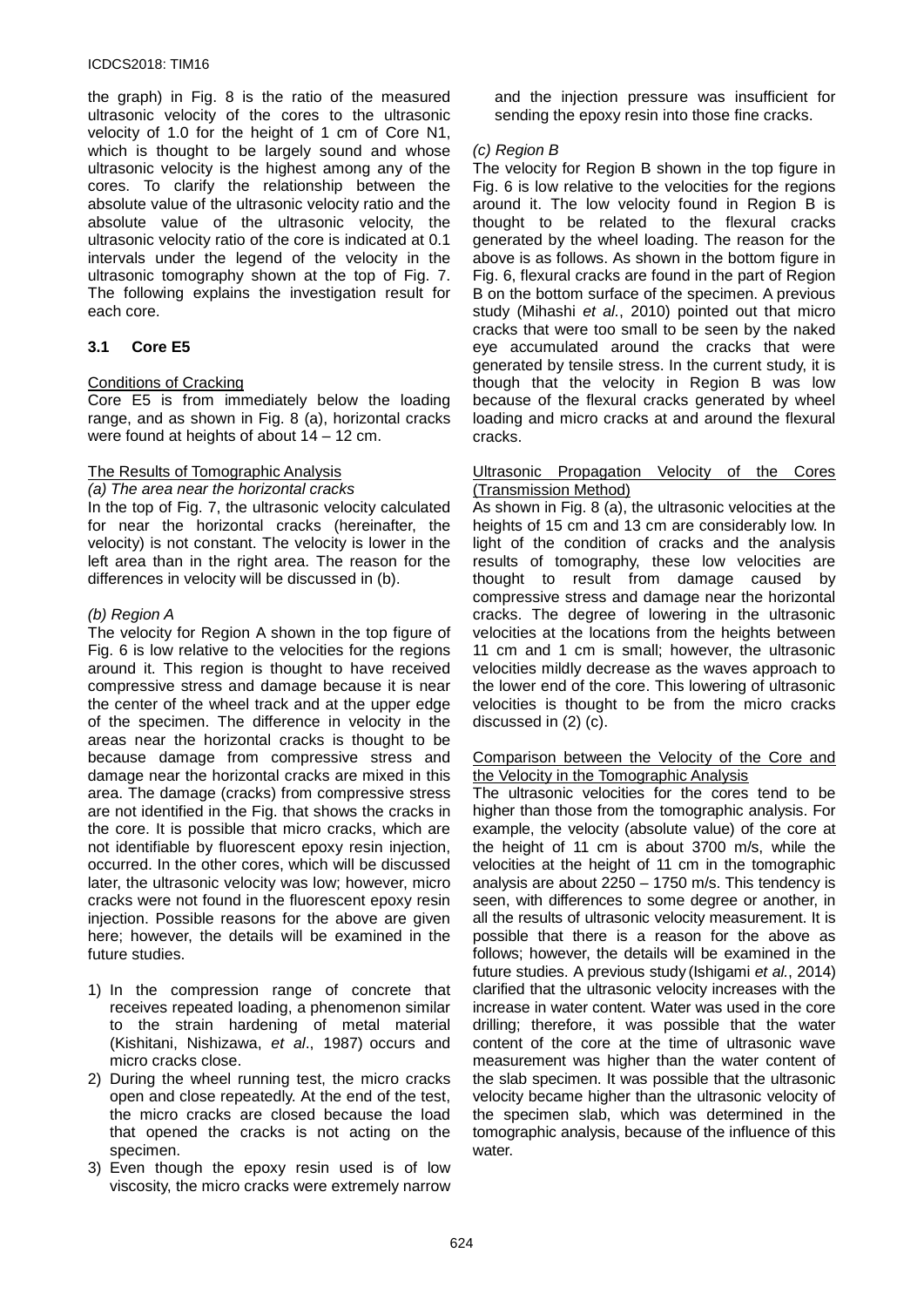the graph) in Fig. 8 is the ratio of the measured ultrasonic velocity of the cores to the ultrasonic velocity of 1.0 for the height of 1 cm of Core N1, which is thought to be largely sound and whose ultrasonic velocity is the highest among any of the cores. To clarify the relationship between the absolute value of the ultrasonic velocity ratio and the absolute value of the ultrasonic velocity, the ultrasonic velocity ratio of the core is indicated at 0.1 intervals under the legend of the velocity in the ultrasonic tomography shown at the top of Fig. 7. The following explains the investigation result for each core.

### 3.1 Core E5

Conditions of Cracking

Core E5 is from immediately below the loading range, and as shown in Fig. 8 (a), horizontal cracks were found at heights of about 14 – 12 cm.

The Results of Tomographic Analysis

*(a) The area near the horizontal cracks*

In the top of Fig. 7, the ultrasonic velocity calculated for near the horizontal cracks (hereinafter, the velocity) is not constant. The velocity is lower in the left area than in the right area. The reason for the differences in velocity will be discussed in (b).

*(b) Region A*

The velocity for Region A shown in the top figure of Fig. 6 is low relative to the velocities for the regions around it. This region is thought to have received compressive stress and damage because it is near the center of the wheel track and at the upper edge of the specimen. The difference in velocity in the areas near the horizontal cracks is thought to be because damage from compressive stress and damage near the horizontal cracks are mixed in this area. The damage (cracks) from compressive stress are not identified in the Fig. that shows the cracks in the core. It is possible that micro cracks, which are not identifiable by fluorescent epoxy resin injection, occurred. In the other cores, which will be discussed later, the ultrasonic velocity was low; however, micro cracks were not found in the fluorescent epoxy resin injection. Possible reasons for the above are given here; however, the details will be examined in the future studies.

1) In the compression range of concrete that receives repeated loading, a phenomenon similar to the strain hardening of metal material (Kishitani, Nishizawa, *et al*., 1987) occurs and micro cracks close.
2) During the wheel running test, the micro cracks open and close repeatedly. At the end of the test, the micro cracks are closed because the load that opened the cracks is not acting on the specimen.
3) Even though the epoxy resin used is of low viscosity, the micro cracks were extremely narrow and the injection pressure was insufficient for sending the epoxy resin into those fine cracks.

*(c) Region B*

The velocity for Region B shown in the top figure in Fig. 6 is low relative to the velocities for the regions around it. The low velocity found in Region B is thought to be related to the flexural cracks generated by the wheel loading. The reason for the above is as follows. As shown in the bottom figure in Fig. 6, flexural cracks are found in the part of Region B on the bottom surface of the specimen. A previous study (Mihashi *et al.*, 2010) pointed out that micro cracks that were too small to be seen by the naked eye accumulated around the cracks that were generated by tensile stress. In the current study, it is though that the velocity in Region B was low because of the flexural cracks generated by wheel loading and micro cracks at and around the flexural cracks.

Ultrasonic Propagation Velocity of the Cores (Transmission Method)

As shown in Fig. 8 (a), the ultrasonic velocities at the heights of 15 cm and 13 cm are considerably low. In light of the condition of cracks and the analysis results of tomography, these low velocities are thought to result from damage caused by compressive stress and damage near the horizontal cracks. The degree of lowering in the ultrasonic velocities at the locations from the heights between 11 cm and 1 cm is small; however, the ultrasonic velocities mildly decrease as the waves approach to the lower end of the core. This lowering of ultrasonic velocities is thought to be from the micro cracks discussed in (2) (c).

Comparison between the Velocity of the Core and the Velocity in the Tomographic Analysis

The ultrasonic velocities for the cores tend to be higher than those from the tomographic analysis. For example, the velocity (absolute value) of the core at the height of 11 cm is about 3700 m/s, while the velocities at the height of 11 cm in the tomographic analysis are about 2250 – 1750 m/s. This tendency is seen, with differences to some degree or another, in all the results of ultrasonic velocity measurement. It is possible that there is a reason for the above as follows; however, the details will be examined in the future studies. A previous study (Ishigami *et al.*, 2014) clarified that the ultrasonic velocity increases with the increase in water content. Water was used in the core drilling; therefore, it was possible that the water content of the core at the time of ultrasonic wave measurement was higher than the water content of the slab specimen. It was possible that the ultrasonic velocity became higher than the ultrasonic velocity of the specimen slab, which was determined in the tomographic analysis, because of the influence of this water.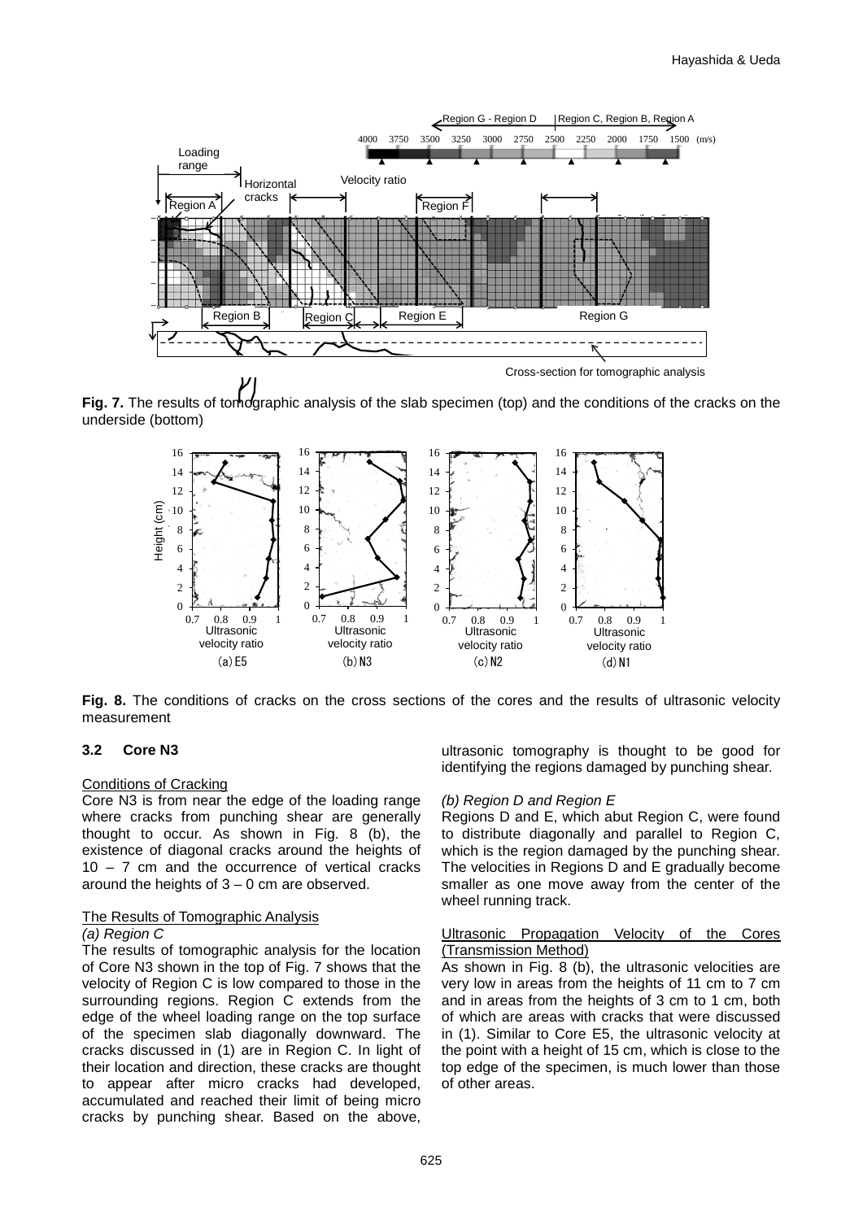Fig. 7. The results of tomographic analysis of the slab specimen (top) and the conditions of the cracks on the underside (bottom)

Fig. 8. The conditions of cracks on the cross sections of the cores and the results of ultrasonic velocity measurement

### 3.2 Core N3

Conditions of Cracking

Core N3 is from near the edge of the loading range where cracks from punching shear are generally thought to occur. As shown in Fig. 8 (b), the existence of diagonal cracks around the heights of 10 – 7 cm and the occurrence of vertical cracks around the heights of 3 – 0 cm are observed.

The Results of Tomographic Analysis

*(a) Region C*

The results of tomographic analysis for the location of Core N3 shown in the top of Fig. 7 shows that the velocity of Region C is low compared to those in the surrounding regions. Region C extends from the edge of the wheel loading range on the top surface of the specimen slab diagonally downward. The cracks discussed in (1) are in Region C. In light of their location and direction, these cracks are thought to appear after micro cracks had developed, accumulated and reached their limit of being micro cracks by punching shear. Based on the above, ultrasonic tomography is thought to be good for identifying the regions damaged by punching shear.

*(b) Region D and Region E*

Regions D and E, which abut Region C, were found to distribute diagonally and parallel to Region C, which is the region damaged by the punching shear. The velocities in Regions D and E gradually become smaller as one move away from the center of the wheel running track.

Ultrasonic Propagation Velocity of the Cores (Transmission Method)

As shown in Fig. 8 (b), the ultrasonic velocities are very low in areas from the heights of 11 cm to 7 cm and in areas from the heights of 3 cm to 1 cm, both of which are areas with cracks that were discussed in (1). Similar to Core E5, the ultrasonic velocity at the point with a height of 15 cm, which is close to the top edge of the specimen, is much lower than those of other areas.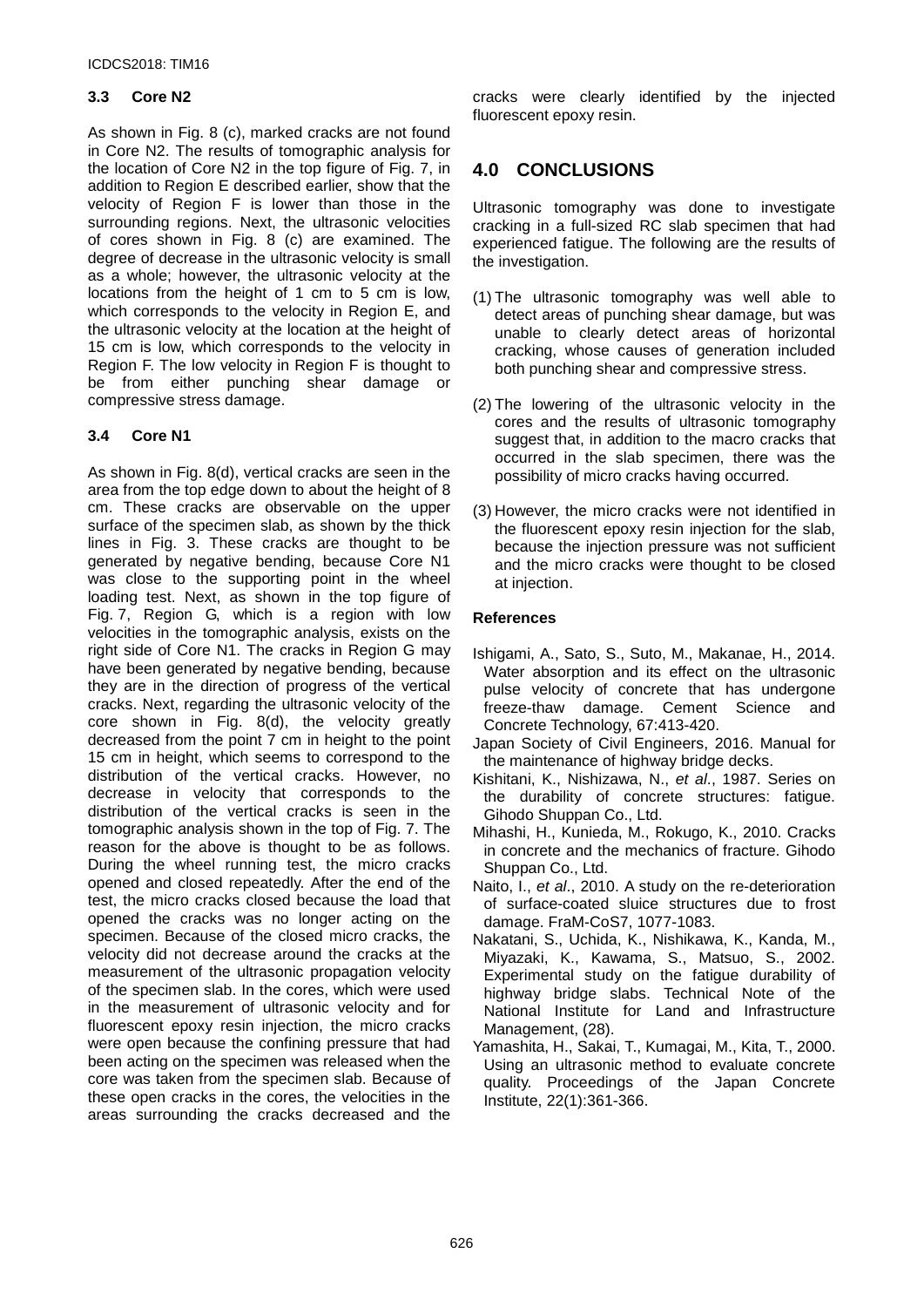### 3.3 Core N2

As shown in Fig. 8 (c), marked cracks are not found in Core N2. The results of tomographic analysis for the location of Core N2 in the top figure of Fig. 7, in addition to Region E described earlier, show that the velocity of Region F is lower than those in the surrounding regions. Next, the ultrasonic velocities of cores shown in Fig. 8 (c) are examined. The degree of decrease in the ultrasonic velocity is small as a whole; however, the ultrasonic velocity at the locations from the height of 1 cm to 5 cm is low, which corresponds to the velocity in Region E, and the ultrasonic velocity at the location at the height of 15 cm is low, which corresponds to the velocity in Region F. The low velocity in Region F is thought to be from either punching shear damage or compressive stress damage.

### 3.4 Core N1

As shown in Fig. 8(d), vertical cracks are seen in the area from the top edge down to about the height of 8 cm. These cracks are observable on the upper surface of the specimen slab, as shown by the thick lines in Fig. 3. These cracks are thought to be generated by negative bending, because Core N1 was close to the supporting point in the wheel loading test. Next, as shown in the top figure of Fig. 7, Region G, which is a region with low velocities in the tomographic analysis, exists on the right side of Core N1. The cracks in Region G may have been generated by negative bending, because they are in the direction of progress of the vertical cracks. Next, regarding the ultrasonic velocity of the core shown in Fig. 8(d), the velocity greatly decreased from the point 7 cm in height to the point 15 cm in height, which seems to correspond to the distribution of the vertical cracks. However, no decrease in velocity that corresponds to the distribution of the vertical cracks is seen in the tomographic analysis shown in the top of Fig. 7. The reason for the above is thought to be as follows. During the wheel running test, the micro cracks opened and closed repeatedly. After the end of the test, the micro cracks closed because the load that opened the cracks was no longer acting on the specimen. Because of the closed micro cracks, the velocity did not decrease around the cracks at the measurement of the ultrasonic propagation velocity of the specimen slab. In the cores, which were used in the measurement of ultrasonic velocity and for fluorescent epoxy resin injection, the micro cracks were open because the confining pressure that had been acting on the specimen was released when the core was taken from the specimen slab. Because of these open cracks in the cores, the velocities in the areas surrounding the cracks decreased and the cracks were clearly identified by the injected fluorescent epoxy resin.

## 4.0 CONCLUSIONS

Ultrasonic tomography was done to investigate cracking in a full-sized RC slab specimen that had experienced fatigue. The following are the results of the investigation.

(1) The ultrasonic tomography was well able to detect areas of punching shear damage, but was unable to clearly detect areas of horizontal cracking, whose causes of generation included both punching shear and compressive stress.

(2) The lowering of the ultrasonic velocity in the cores and the results of ultrasonic tomography suggest that, in addition to the macro cracks that occurred in the slab specimen, there was the possibility of micro cracks having occurred.

(3) However, the micro cracks were not identified in the fluorescent epoxy resin injection for the slab, because the injection pressure was not sufficient and the micro cracks were thought to be closed at injection.

#### References

Ishigami, A., Sato, S., Suto, M., Makanae, H., 2014. Water absorption and its effect on the ultrasonic pulse velocity of concrete that has undergone freeze-thaw damage. Cement Science and Concrete Technology, 67:413-420.

Japan Society of Civil Engineers, 2016. Manual for the maintenance of highway bridge decks.

Kishitani, K., Nishizawa, N., *et al*., 1987. Series on the durability of concrete structures: fatigue. Gihodo Shuppan Co., Ltd.

Mihashi, H., Kunieda, M., Rokugo, K., 2010. Cracks in concrete and the mechanics of fracture. Gihodo Shuppan Co., Ltd.

Naito, I., *et al*., 2010. A study on the re-deterioration of surface-coated sluice structures due to frost damage. FraM-CoS7, 1077-1083.

Nakatani, S., Uchida, K., Nishikawa, K., Kanda, M., Miyazaki, K., Kawama, S., Matsuo, S., 2002. Experimental study on the fatigue durability of highway bridge slabs. Technical Note of the National Institute for Land and Infrastructure Management, (28).

Yamashita, H., Sakai, T., Kumagai, M., Kita, T., 2000. Using an ultrasonic method to evaluate concrete quality. Proceedings of the Japan Concrete Institute, 22(1):361-366.